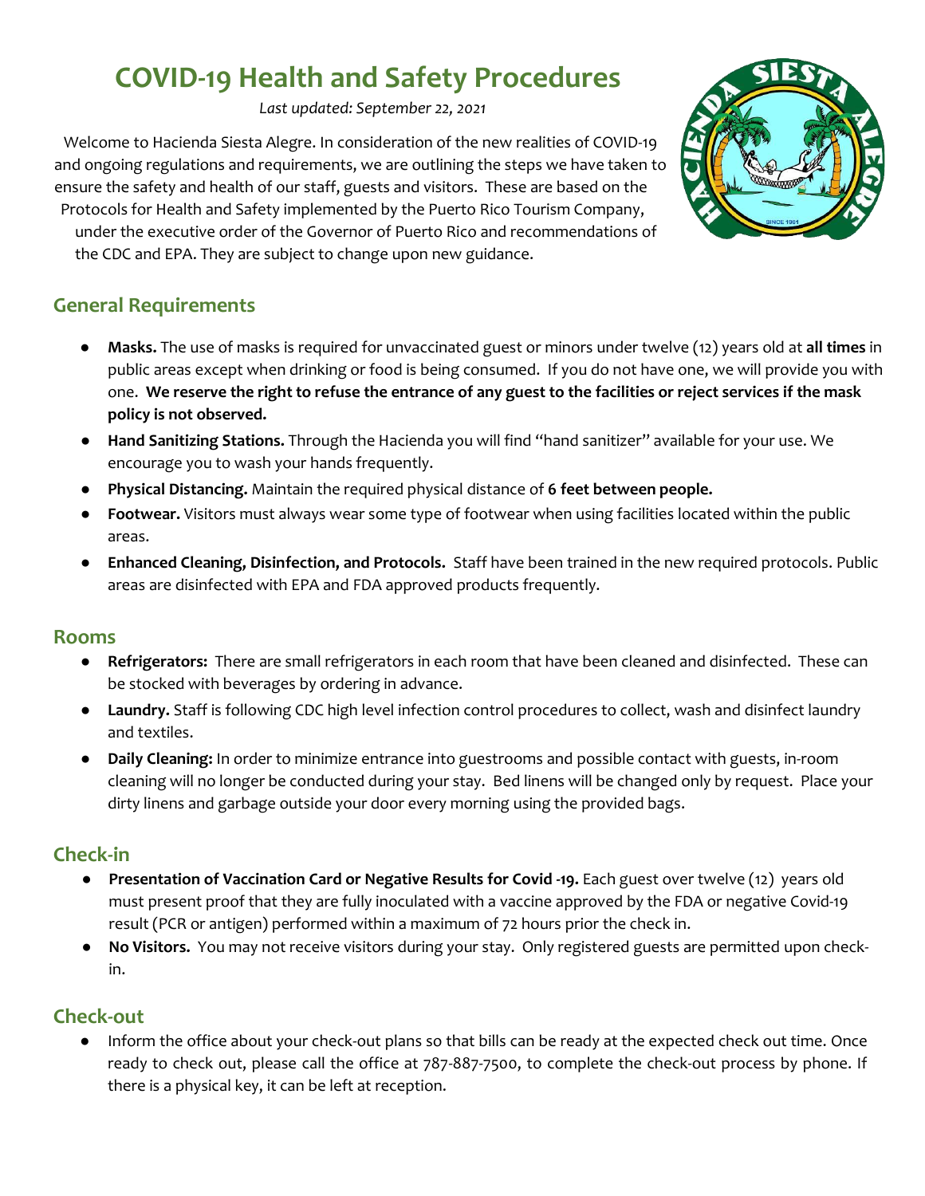# COVID-19 Health and Safety Procedures

*Last updated: September 22, 2021*

Welcome to Hacienda Siesta Alegre. In consideration of the new realities of COVID-19 and ongoing regulations and requirements, we are outlining the steps we have taken to ensure the safety and health of our staff, guests and visitors. These are based on the Protocols for Health and Safety implemented by the Puerto Rico Tourism Company, under the executive order of the Governor of Puerto Rico and recommendations of the CDC and EPA. They are subject to change upon new guidance.

## General Requirements

- **Masks.** The use of masks is required for unvaccinated guest or minors under twelve (12) years old at **all times** in public areas except when drinking or food is being consumed. If you do not have one, we will provide you with one. **We reserve the right to refuse the entrance of any guest to the facilities or reject services if the mask policy is not observed.**
- **Hand Sanitizing Stations.** Through the Hacienda you will find "hand sanitizer" available for your use. We encourage you to wash your hands frequently.
- **Physical Distancing.** Maintain the required physical distance of **6 feet between people.**
- **Footwear.** Visitors must always wear some type of footwear when using facilities located within the public areas.
- **Enhanced Cleaning, Disinfection, and Protocols.** Staff have been trained in the new required protocols. Public areas are disinfected with EPA and FDA approved products frequently.

## Rooms

- **Refrigerators:** There are small refrigerators in each room that have been cleaned and disinfected. These can be stocked with beverages by ordering in advance.
- **Laundry.** Staff is following CDC high level infection control procedures to collect, wash and disinfect laundry and textiles.
- **Daily Cleaning:** In order to minimize entrance into guestrooms and possible contact with guests, in-room cleaning will no longer be conducted during your stay. Bed linens will be changed only by request. Place your dirty linens and garbage outside your door every morning using the provided bags.

## Check-in

- **Presentation of Vaccination Card or Negative Results for Covid -19.** Each guest over twelve (12) years old must present proof that they are fully inoculated with a vaccine approved by the FDA or negative Covid-19 result (PCR or antigen) performed within a maximum of 72 hours prior the check in.
- **No Visitors.** You may not receive visitors during your stay. Only registered guests are permitted upon check-in.

## Check-out

- Inform the office about your check-out plans so that bills can be ready at the expected check out time. Once ready to check out, please call the office at 787-887-7500, to complete the check-out process by phone. If there is a physical key, it can be left at reception.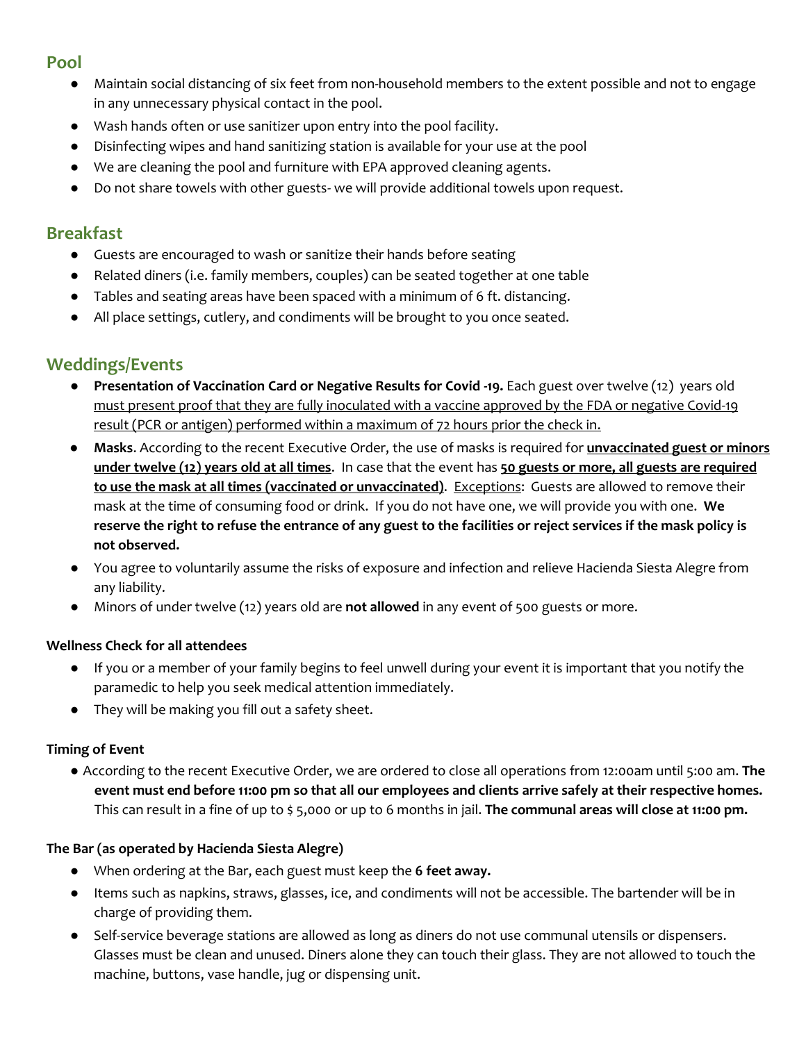## Pool

- Maintain social distancing of six feet from non-household members to the extent possible and not to engage in any unnecessary physical contact in the pool.
- Wash hands often or use sanitizer upon entry into the pool facility.
- Disinfecting wipes and hand sanitizing station is available for your use at the pool
- We are cleaning the pool and furniture with EPA approved cleaning agents.
- Do not share towels with other guests- we will provide additional towels upon request.

## Breakfast

- Guests are encouraged to wash or sanitize their hands before seating
- Related diners (i.e. family members, couples) can be seated together at one table
- Tables and seating areas have been spaced with a minimum of 6 ft. distancing.
- All place settings, cutlery, and condiments will be brought to you once seated.

## Weddings/Events

- **Presentation of Vaccination Card or Negative Results for Covid -19.** Each guest over twelve (12) years old <u>must present proof that they are fully inoculated with a vaccine approved by the FDA or negative Covid-19 result (PCR or antigen) performed within a maximum of 72 hours prior the check in.</u>
- **Masks**. According to the recent Executive Order, the use of masks is required for **<u>unvaccinated guest or minors under twelve (12) years old at all times</u>**. In case that the event has **<u>50 guests or more, all guests are required to use the mask at all times (vaccinated or unvaccinated)</u>**. <u>Exceptions</u>: Guests are allowed to remove their mask at the time of consuming food or drink. If you do not have one, we will provide you with one. **We reserve the right to refuse the entrance of any guest to the facilities or reject services if the mask policy is not observed.**
- You agree to voluntarily assume the risks of exposure and infection and relieve Hacienda Siesta Alegre from any liability.
- Minors of under twelve (12) years old are **not allowed** in any event of 500 guests or more.

### Wellness Check for all attendees

- If you or a member of your family begins to feel unwell during your event it is important that you notify the paramedic to help you seek medical attention immediately.
- They will be making you fill out a safety sheet.

### Timing of Event

- According to the recent Executive Order, we are ordered to close all operations from 12:00am until 5:00 am. **The event must end before 11:00 pm so that all our employees and clients arrive safely at their respective homes.** This can result in a fine of up to $ 5,000 or up to 6 months in jail. **The communal areas will close at 11:00 pm.**

### The Bar (as operated by Hacienda Siesta Alegre)

- When ordering at the Bar, each guest must keep the **6 feet away.**
- Items such as napkins, straws, glasses, ice, and condiments will not be accessible. The bartender will be in charge of providing them.
- Self-service beverage stations are allowed as long as diners do not use communal utensils or dispensers. Glasses must be clean and unused. Diners alone they can touch their glass. They are not allowed to touch the machine, buttons, vase handle, jug or dispensing unit.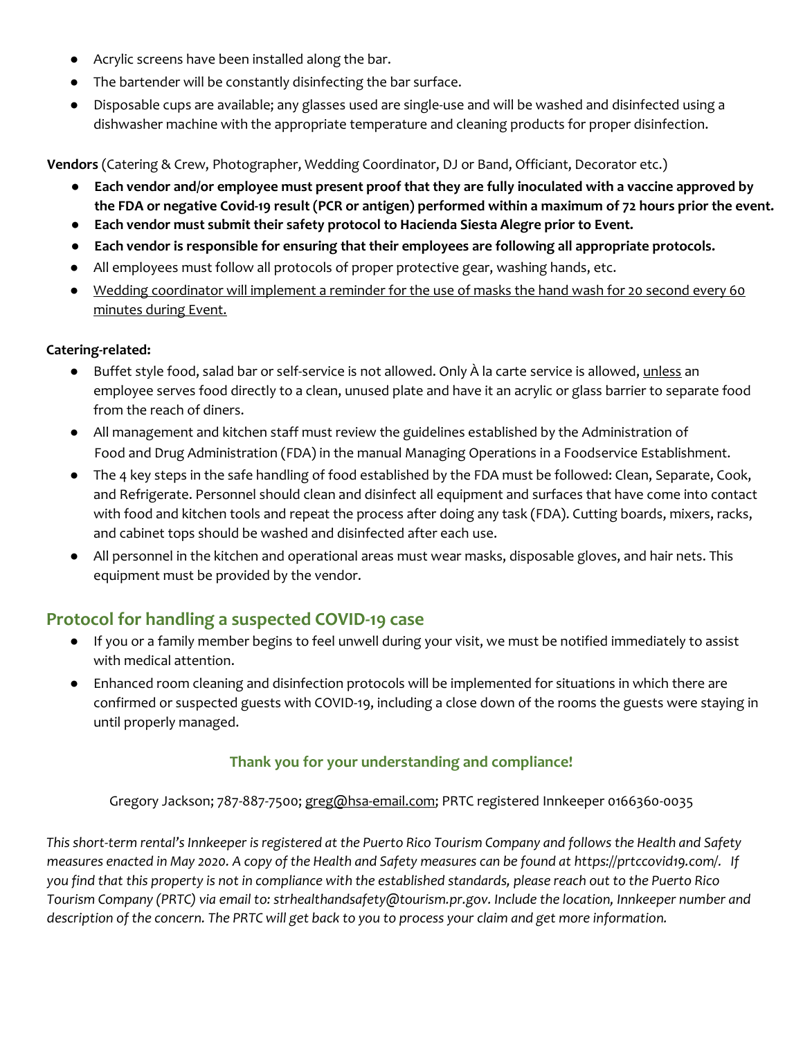- Acrylic screens have been installed along the bar.
- The bartender will be constantly disinfecting the bar surface.
- Disposable cups are available; any glasses used are single-use and will be washed and disinfected using a dishwasher machine with the appropriate temperature and cleaning products for proper disinfection.

**Vendors** (Catering & Crew, Photographer, Wedding Coordinator, DJ or Band, Officiant, Decorator etc.)

- **Each vendor and/or employee must present proof that they are fully inoculated with a vaccine approved by the FDA or negative Covid-19 result (PCR or antigen) performed within a maximum of 72 hours prior the event.**
- **Each vendor must submit their safety protocol to Hacienda Siesta Alegre prior to Event.**
- **Each vendor is responsible for ensuring that their employees are following all appropriate protocols.**
- All employees must follow all protocols of proper protective gear, washing hands, etc.
- <u>Wedding coordinator will implement a reminder for the use of masks the hand wash for 20 second every 60 minutes during Event.</u>

**Catering-related:**

- Buffet style food, salad bar or self-service is not allowed. Only À la carte service is allowed, <u>unless</u> an employee serves food directly to a clean, unused plate and have it an acrylic or glass barrier to separate food from the reach of diners.
- All management and kitchen staff must review the guidelines established by the Administration of Food and Drug Administration (FDA) in the manual Managing Operations in a Foodservice Establishment.
- The 4 key steps in the safe handling of food established by the FDA must be followed: Clean, Separate, Cook, and Refrigerate. Personnel should clean and disinfect all equipment and surfaces that have come into contact with food and kitchen tools and repeat the process after doing any task (FDA). Cutting boards, mixers, racks, and cabinet tops should be washed and disinfected after each use.
- All personnel in the kitchen and operational areas must wear masks, disposable gloves, and hair nets. This equipment must be provided by the vendor.

## Protocol for handling a suspected COVID-19 case

- If you or a family member begins to feel unwell during your visit, we must be notified immediately to assist with medical attention.
- Enhanced room cleaning and disinfection protocols will be implemented for situations in which there are confirmed or suspected guests with COVID-19, including a close down of the rooms the guests were staying in until properly managed.

**Thank you for your understanding and compliance!**

Gregory Jackson; 787-887-7500; greg@hsa-email.com; PRTC registered Innkeeper 0166360-0035

*This short-term rental's Innkeeper is registered at the Puerto Rico Tourism Company and follows the Health and Safety measures enacted in May 2020. A copy of the Health and Safety measures can be found at https://prtccovid19.com/. If you find that this property is not in compliance with the established standards, please reach out to the Puerto Rico Tourism Company (PRTC) via email to: strhealthandsafety@tourism.pr.gov. Include the location, Innkeeper number and description of the concern. The PRTC will get back to you to process your claim and get more information.*